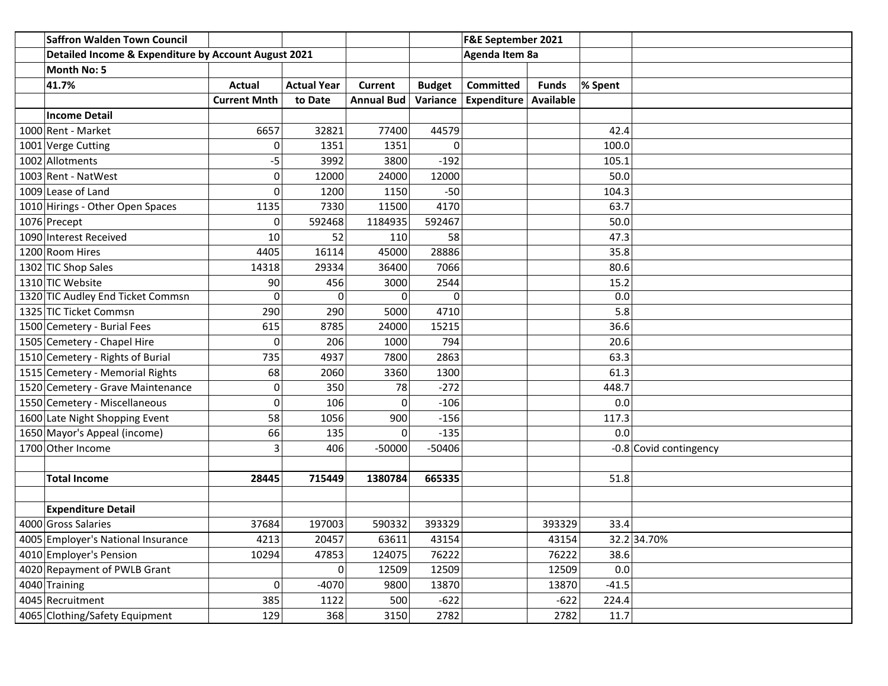| | Saffron Walden Town Council | | | | | F&E September 2021 | | | |
|---|---|---|---|---|---|---|---|---|---|
| | Detailed Income & Expenditure by Account August 2021 | | | | | Agenda Item 8a | | | |
| | Month No: 5 | | | | | | | | |
| | 41.7% | Actual | Actual Year | Current | Budget | Committed | Funds | % Spent | |
| | | Current Mnth | to Date | Annual Bud | Variance | Expenditure | Available | | |
| | **Income Detail** | | | | | | | | |
| 1000 | Rent - Market | 6657 | 32821 | 77400 | 44579 | | | 42.4 | |
| 1001 | Verge Cutting | 0 | 1351 | 1351 | 0 | | | 100.0 | |
| 1002 | Allotments | -5 | 3992 | 3800 | -192 | | | 105.1 | |
| 1003 | Rent - NatWest | 0 | 12000 | 24000 | 12000 | | | 50.0 | |
| 1009 | Lease of Land | 0 | 1200 | 1150 | -50 | | | 104.3 | |
| 1010 | Hirings - Other Open Spaces | 1135 | 7330 | 11500 | 4170 | | | 63.7 | |
| 1076 | Precept | 0 | 592468 | 1184935 | 592467 | | | 50.0 | |
| 1090 | Interest Received | 10 | 52 | 110 | 58 | | | 47.3 | |
| 1200 | Room Hires | 4405 | 16114 | 45000 | 28886 | | | 35.8 | |
| 1302 | TIC Shop Sales | 14318 | 29334 | 36400 | 7066 | | | 80.6 | |
| 1310 | TIC Website | 90 | 456 | 3000 | 2544 | | | 15.2 | |
| 1320 | TIC Audley End Ticket Commsn | 0 | 0 | 0 | 0 | | | 0.0 | |
| 1325 | TIC Ticket Commsn | 290 | 290 | 5000 | 4710 | | | 5.8 | |
| 1500 | Cemetery - Burial Fees | 615 | 8785 | 24000 | 15215 | | | 36.6 | |
| 1505 | Cemetery - Chapel Hire | 0 | 206 | 1000 | 794 | | | 20.6 | |
| 1510 | Cemetery - Rights of Burial | 735 | 4937 | 7800 | 2863 | | | 63.3 | |
| 1515 | Cemetery - Memorial Rights | 68 | 2060 | 3360 | 1300 | | | 61.3 | |
| 1520 | Cemetery - Grave Maintenance | 0 | 350 | 78 | -272 | | | 448.7 | |
| 1550 | Cemetery - Miscellaneous | 0 | 106 | 0 | -106 | | | 0.0 | |
| 1600 | Late Night Shopping Event | 58 | 1056 | 900 | -156 | | | 117.3 | |
| 1650 | Mayor's Appeal (income) | 66 | 135 | 0 | -135 | | | 0.0 | |
| 1700 | Other Income | 3 | 406 | -50000 | -50406 | | | -0.8 | Covid contingency |
| | | | | | | | | | |
| | **Total Income** | **28445** | **715449** | **1380784** | **665335** | | | 51.8 | |
| | | | | | | | | | |
| | **Expenditure Detail** | | | | | | | | |
| 4000 | Gross Salaries | 37684 | 197003 | 590332 | 393329 | | 393329 | 33.4 | |
| 4005 | Employer's National Insurance | 4213 | 20457 | 63611 | 43154 | | 43154 | 32.2 | 34.70% |
| 4010 | Employer's Pension | 10294 | 47853 | 124075 | 76222 | | 76222 | 38.6 | |
| 4020 | Repayment of PWLB Grant | | 0 | 12509 | 12509 | | 12509 | 0.0 | |
| 4040 | Training | 0 | -4070 | 9800 | 13870 | | 13870 | -41.5 | |
| 4045 | Recruitment | 385 | 1122 | 500 | -622 | | -622 | 224.4 | |
| 4065 | Clothing/Safety Equipment | 129 | 368 | 3150 | 2782 | | 2782 | 11.7 | |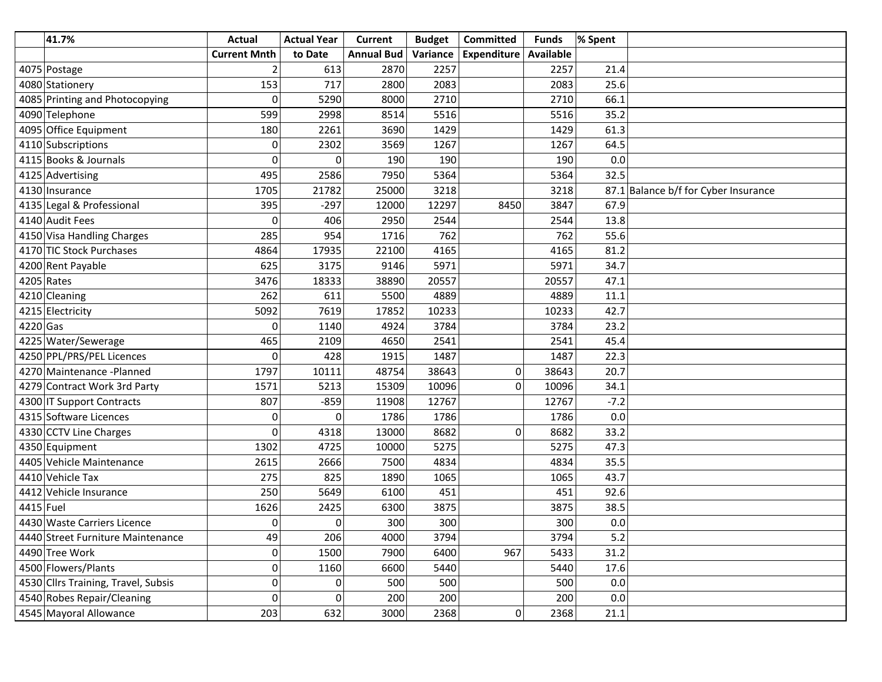|  | 41.7% | Actual | Actual Year | Current | Budget | Committed | Funds | % Spent |  |
|---|---|---|---|---|---|---|---|---|---|
|  |  | Current Mnth | to Date | Annual Bud | Variance | Expenditure | Available |  |  |
| 4075 | Postage | 2 | 613 | 2870 | 2257 |  | 2257 | 21.4 |  |
| 4080 | Stationery | 153 | 717 | 2800 | 2083 |  | 2083 | 25.6 |  |
| 4085 | Printing and Photocopying | 0 | 5290 | 8000 | 2710 |  | 2710 | 66.1 |  |
| 4090 | Telephone | 599 | 2998 | 8514 | 5516 |  | 5516 | 35.2 |  |
| 4095 | Office Equipment | 180 | 2261 | 3690 | 1429 |  | 1429 | 61.3 |  |
| 4110 | Subscriptions | 0 | 2302 | 3569 | 1267 |  | 1267 | 64.5 |  |
| 4115 | Books & Journals | 0 | 0 | 190 | 190 |  | 190 | 0.0 |  |
| 4125 | Advertising | 495 | 2586 | 7950 | 5364 |  | 5364 | 32.5 |  |
| 4130 | Insurance | 1705 | 21782 | 25000 | 3218 |  | 3218 | 87.1 | Balance b/f for Cyber Insurance |
| 4135 | Legal & Professional | 395 | -297 | 12000 | 12297 | 8450 | 3847 | 67.9 |  |
| 4140 | Audit Fees | 0 | 406 | 2950 | 2544 |  | 2544 | 13.8 |  |
| 4150 | Visa Handling Charges | 285 | 954 | 1716 | 762 |  | 762 | 55.6 |  |
| 4170 | TIC Stock Purchases | 4864 | 17935 | 22100 | 4165 |  | 4165 | 81.2 |  |
| 4200 | Rent Payable | 625 | 3175 | 9146 | 5971 |  | 5971 | 34.7 |  |
| 4205 | Rates | 3476 | 18333 | 38890 | 20557 |  | 20557 | 47.1 |  |
| 4210 | Cleaning | 262 | 611 | 5500 | 4889 |  | 4889 | 11.1 |  |
| 4215 | Electricity | 5092 | 7619 | 17852 | 10233 |  | 10233 | 42.7 |  |
| 4220 | Gas | 0 | 1140 | 4924 | 3784 |  | 3784 | 23.2 |  |
| 4225 | Water/Sewerage | 465 | 2109 | 4650 | 2541 |  | 2541 | 45.4 |  |
| 4250 | PPL/PRS/PEL Licences | 0 | 428 | 1915 | 1487 |  | 1487 | 22.3 |  |
| 4270 | Maintenance -Planned | 1797 | 10111 | 48754 | 38643 | 0 | 38643 | 20.7 |  |
| 4279 | Contract Work 3rd Party | 1571 | 5213 | 15309 | 10096 | 0 | 10096 | 34.1 |  |
| 4300 | IT Support Contracts | 807 | -859 | 11908 | 12767 |  | 12767 | -7.2 |  |
| 4315 | Software Licences | 0 | 0 | 1786 | 1786 |  | 1786 | 0.0 |  |
| 4330 | CCTV Line Charges | 0 | 4318 | 13000 | 8682 | 0 | 8682 | 33.2 |  |
| 4350 | Equipment | 1302 | 4725 | 10000 | 5275 |  | 5275 | 47.3 |  |
| 4405 | Vehicle Maintenance | 2615 | 2666 | 7500 | 4834 |  | 4834 | 35.5 |  |
| 4410 | Vehicle Tax | 275 | 825 | 1890 | 1065 |  | 1065 | 43.7 |  |
| 4412 | Vehicle Insurance | 250 | 5649 | 6100 | 451 |  | 451 | 92.6 |  |
| 4415 | Fuel | 1626 | 2425 | 6300 | 3875 |  | 3875 | 38.5 |  |
| 4430 | Waste Carriers Licence | 0 | 0 | 300 | 300 |  | 300 | 0.0 |  |
| 4440 | Street Furniture Maintenance | 49 | 206 | 4000 | 3794 |  | 3794 | 5.2 |  |
| 4490 | Tree Work | 0 | 1500 | 7900 | 6400 | 967 | 5433 | 31.2 |  |
| 4500 | Flowers/Plants | 0 | 1160 | 6600 | 5440 |  | 5440 | 17.6 |  |
| 4530 | Cllrs Training, Travel, Subsis | 0 | 0 | 500 | 500 |  | 500 | 0.0 |  |
| 4540 | Robes Repair/Cleaning | 0 | 0 | 200 | 200 |  | 200 | 0.0 |  |
| 4545 | Mayoral Allowance | 203 | 632 | 3000 | 2368 | 0 | 2368 | 21.1 |  |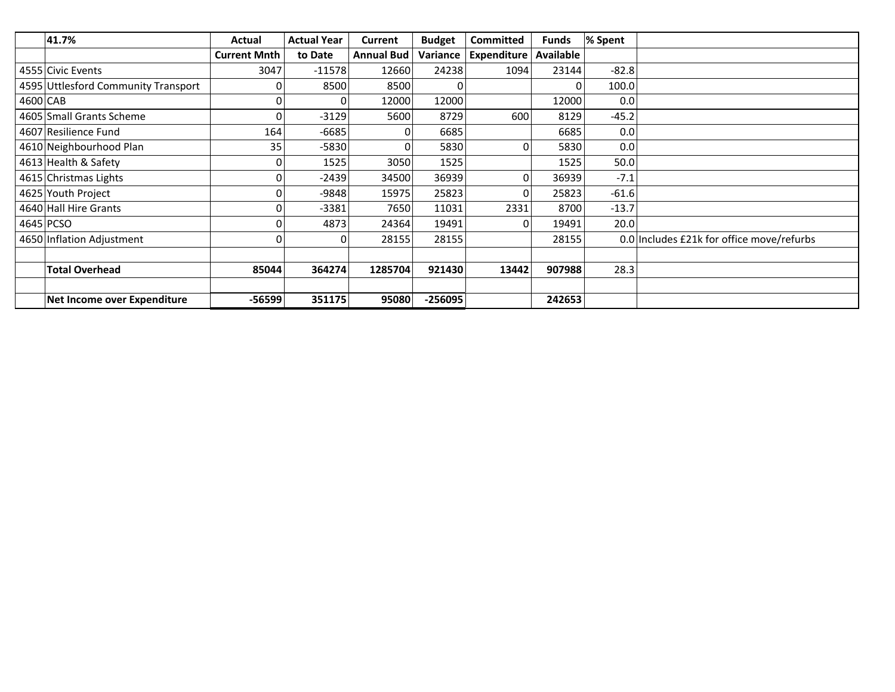| | 41.7% | Actual | Actual Year | Current | Budget | Committed | Funds | % Spent | |
|---|---|---|---|---|---|---|---|---|---|
| | | Current Mnth | to Date | Annual Bud | Variance | Expenditure | Available | | |
| 4555 | Civic Events | 3047 | -11578 | 12660 | 24238 | 1094 | 23144 | -82.8 | |
| 4595 | Uttlesford Community Transport | 0 | 8500 | 8500 | 0 | | 0 | 100.0 | |
| 4600 | CAB | 0 | 0 | 12000 | 12000 | | 12000 | 0.0 | |
| 4605 | Small Grants Scheme | 0 | -3129 | 5600 | 8729 | 600 | 8129 | -45.2 | |
| 4607 | Resilience Fund | 164 | -6685 | 0 | 6685 | | 6685 | 0.0 | |
| 4610 | Neighbourhood Plan | 35 | -5830 | 0 | 5830 | 0 | 5830 | 0.0 | |
| 4613 | Health & Safety | 0 | 1525 | 3050 | 1525 | | 1525 | 50.0 | |
| 4615 | Christmas Lights | 0 | -2439 | 34500 | 36939 | 0 | 36939 | -7.1 | |
| 4625 | Youth Project | 0 | -9848 | 15975 | 25823 | 0 | 25823 | -61.6 | |
| 4640 | Hall Hire Grants | 0 | -3381 | 7650 | 11031 | 2331 | 8700 | -13.7 | |
| 4645 | PCSO | 0 | 4873 | 24364 | 19491 | 0 | 19491 | 20.0 | |
| 4650 | Inflation Adjustment | 0 | 0 | 28155 | 28155 | | 28155 | 0.0 | Includes £21k for office move/refurbs |
| | | | | | | | | | |
| | **Total Overhead** | **85044** | **364274** | **1285704** | **921430** | **13442** | **907988** | 28.3 | |
| | | | | | | | | | |
| | **Net Income over Expenditure** | **-56599** | **351175** | **95080** | **-256095** | | **242653** | | |